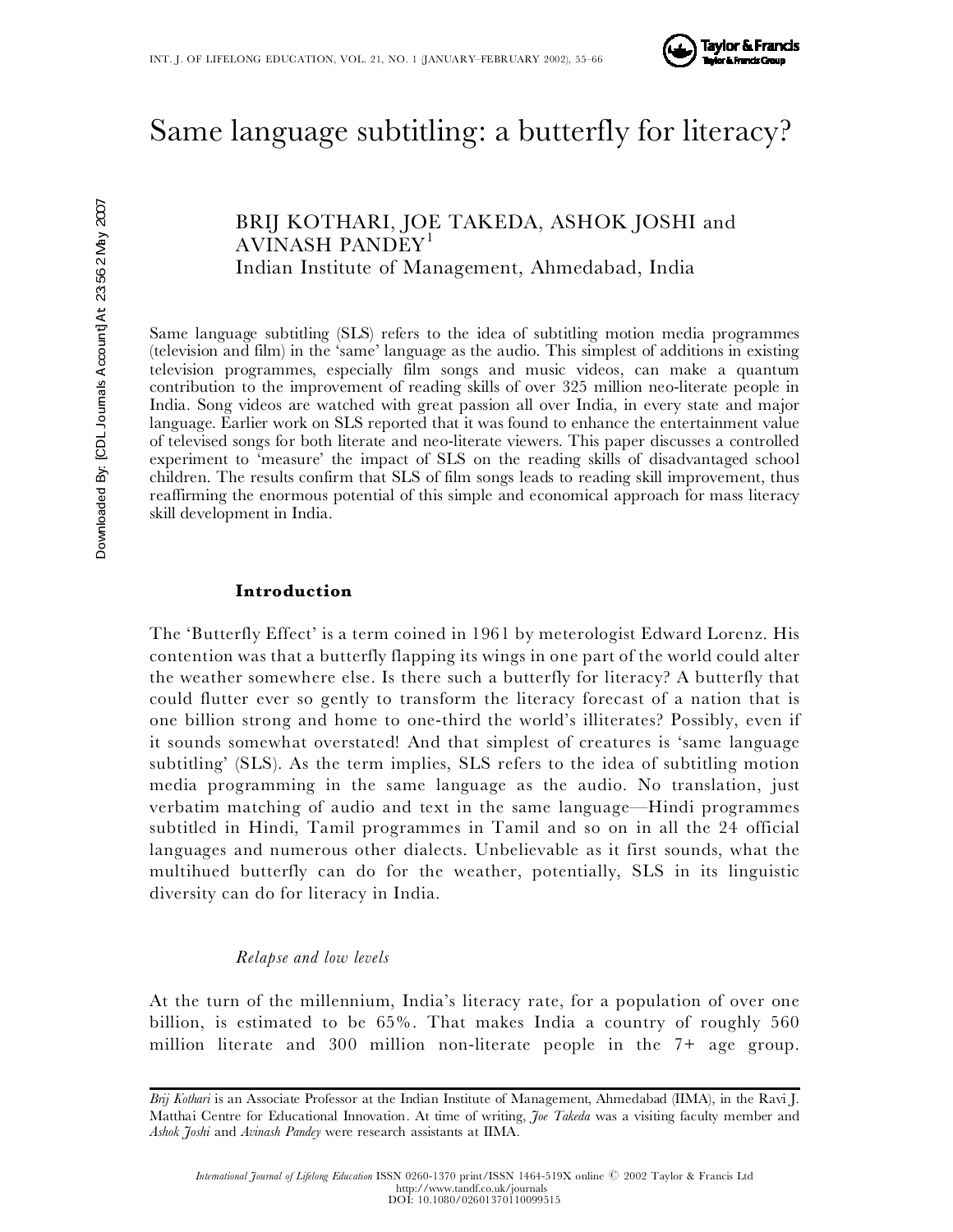# Same language subtitling: a butterfly for literacy?

BRIJ KOTHARI, JOE TAKEDA, ASHOK JOSHI and AVINASH PANDEY[1]
Indian Institute of Management, Ahmedabad, India

Same language subtitling (SLS) refers to the idea of subtitling motion media programmes (television and film) in the 'same' language as the audio. This simplest of additions in existing television programmes, especially film songs and music videos, can make a quantum contribution to the improvement of reading skills of over 325 million neo-literate people in India. Song videos are watched with great passion all over India, in every state and major language. Earlier work on SLS reported that it was found to enhance the entertainment value of televised songs for both literate and neo-literate viewers. This paper discusses a controlled experiment to 'measure' the impact of SLS on the reading skills of disadvantaged school children. The results confirm that SLS of film songs leads to reading skill improvement, thus reaffirming the enormous potential of this simple and economical approach for mass literacy skill development in India.

## Introduction

The 'Butterfly Effect' is a term coined in 1961 by meterologist Edward Lorenz. His contention was that a butterfly flapping its wings in one part of the world could alter the weather somewhere else. Is there such a butterfly for literacy? A butterfly that could flutter ever so gently to transform the literacy forecast of a nation that is one billion strong and home to one-third the world's illiterates? Possibly, even if it sounds somewhat overstated! And that simplest of creatures is 'same language subtitling' (SLS). As the term implies, SLS refers to the idea of subtitling motion media programming in the same language as the audio. No translation, just verbatim matching of audio and text in the same language—Hindi programmes subtitled in Hindi, Tamil programmes in Tamil and so on in all the 24 official languages and numerous other dialects. Unbelievable as it first sounds, what the multihued butterfly can do for the weather, potentially, SLS in its linguistic diversity can do for literacy in India.

### *Relapse and low levels*

At the turn of the millennium, India's literacy rate, for a population of over one billion, is estimated to be 65%. That makes India a country of roughly 560 million literate and 300 million non-literate people in the 7+ age group.

*Brij Kothari* is an Associate Professor at the Indian Institute of Management, Ahmedabad (IIMA), in the Ravi J. Matthai Centre for Educational Innovation. At time of writing, *Joe Takeda* was a visiting faculty member and *Ashok Joshi* and *Avinash Pandey* were research assistants at IIMA.

*International Journal of Lifelong Education* ISSN 0260-1370 print/ISSN 1464-519X online © 2002 Taylor & Francis Ltd
http://www.tandf.co.uk/journals
DOI: 10.1080/02601370110099515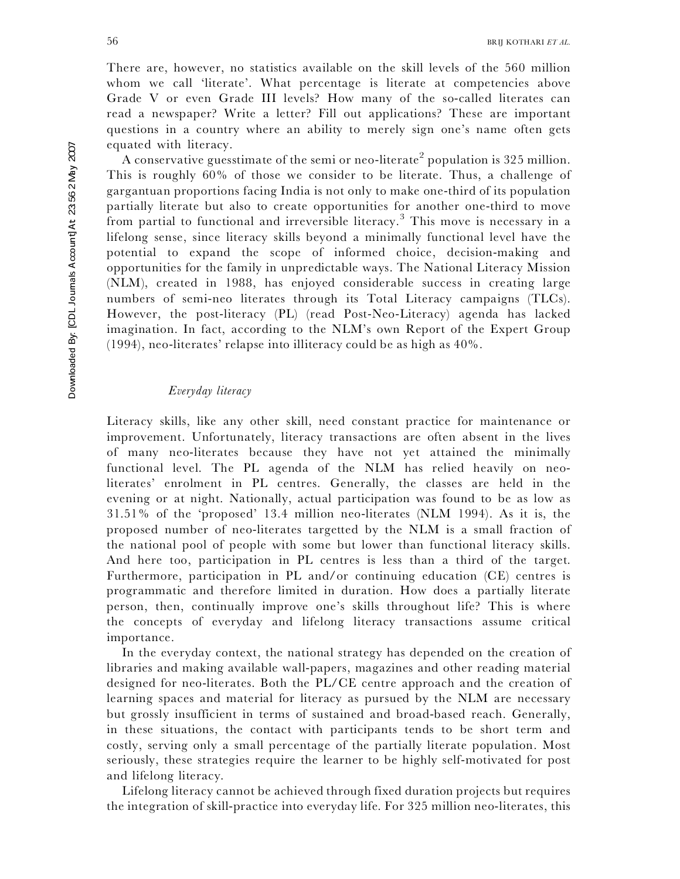There are, however, no statistics available on the skill levels of the 560 million whom we call 'literate'. What percentage is literate at competencies above Grade V or even Grade III levels? How many of the so-called literates can read a newspaper? Write a letter? Fill out applications? These are important questions in a country where an ability to merely sign one's name often gets equated with literacy.

A conservative guesstimate of the semi or neo-literate[2] population is 325 million. This is roughly 60% of those we consider to be literate. Thus, a challenge of gargantuan proportions facing India is not only to make one-third of its population partially literate but also to create opportunities for another one-third to move from partial to functional and irreversible literacy.[3] This move is necessary in a lifelong sense, since literacy skills beyond a minimally functional level have the potential to expand the scope of informed choice, decision-making and opportunities for the family in unpredictable ways. The National Literacy Mission (NLM), created in 1988, has enjoyed considerable success in creating large numbers of semi-neo literates through its Total Literacy campaigns (TLCs). However, the post-literacy (PL) (read Post-Neo-Literacy) agenda has lacked imagination. In fact, according to the NLM's own Report of the Expert Group (1994), neo-literates' relapse into illiteracy could be as high as 40%.

### *Everyday literacy*

Literacy skills, like any other skill, need constant practice for maintenance or improvement. Unfortunately, literacy transactions are often absent in the lives of many neo-literates because they have not yet attained the minimally functional level. The PL agenda of the NLM has relied heavily on neo-literates' enrolment in PL centres. Generally, the classes are held in the evening or at night. Nationally, actual participation was found to be as low as 31.51% of the 'proposed' 13.4 million neo-literates (NLM 1994). As it is, the proposed number of neo-literates targetted by the NLM is a small fraction of the national pool of people with some but lower than functional literacy skills. And here too, participation in PL centres is less than a third of the target. Furthermore, participation in PL and/or continuing education (CE) centres is programmatic and therefore limited in duration. How does a partially literate person, then, continually improve one's skills throughout life? This is where the concepts of everyday and lifelong literacy transactions assume critical importance.

In the everyday context, the national strategy has depended on the creation of libraries and making available wall-papers, magazines and other reading material designed for neo-literates. Both the PL/CE centre approach and the creation of learning spaces and material for literacy as pursued by the NLM are necessary but grossly insufficient in terms of sustained and broad-based reach. Generally, in these situations, the contact with participants tends to be short term and costly, serving only a small percentage of the partially literate population. Most seriously, these strategies require the learner to be highly self-motivated for post and lifelong literacy.

Lifelong literacy cannot be achieved through fixed duration projects but requires the integration of skill-practice into everyday life. For 325 million neo-literates, this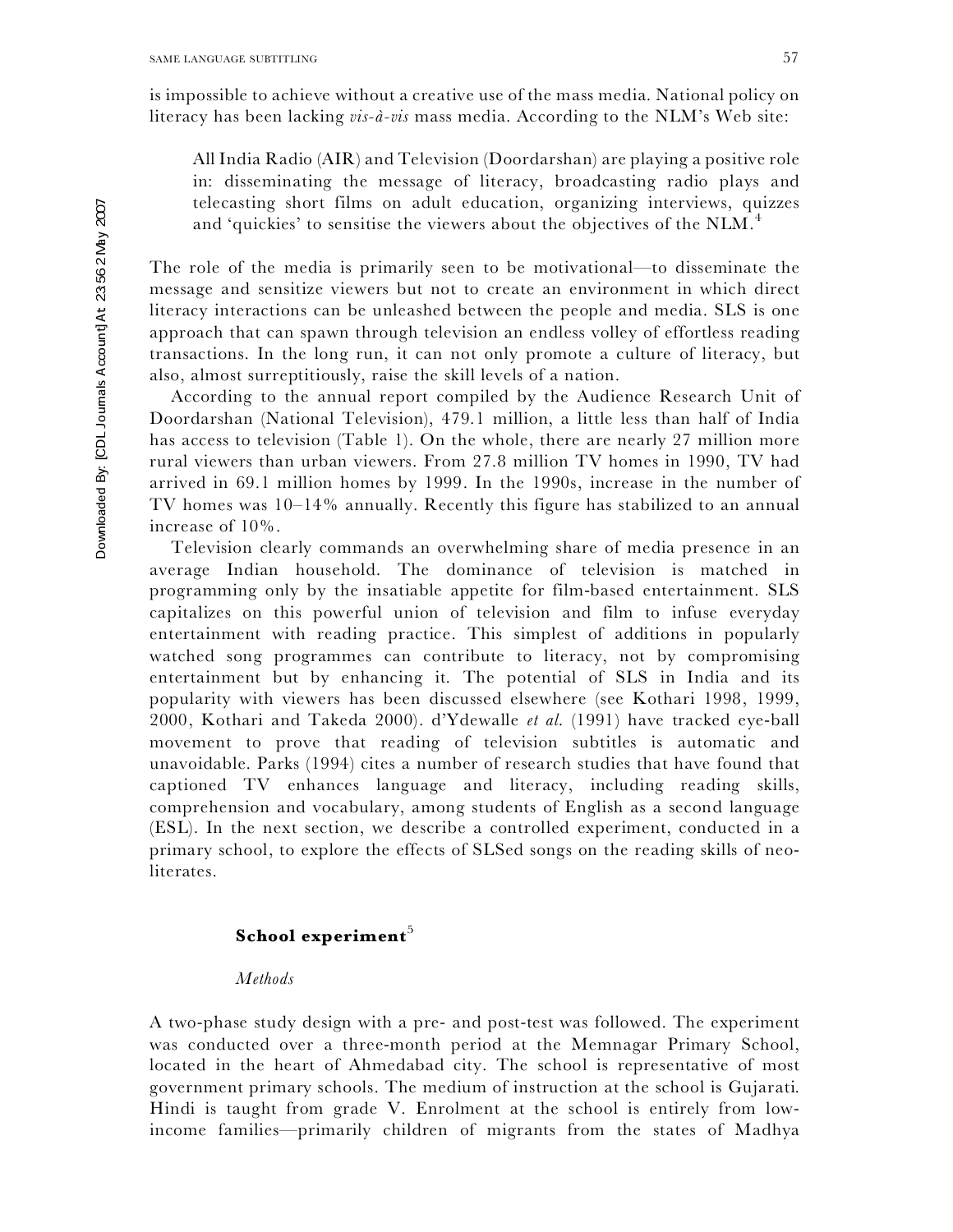is impossible to achieve without a creative use of the mass media. National policy on literacy has been lacking *vis-à-vis* mass media. According to the NLM's Web site:

> All India Radio (AIR) and Television (Doordarshan) are playing a positive role in: disseminating the message of literacy, broadcasting radio plays and telecasting short films on adult education, organizing interviews, quizzes and 'quickies' to sensitise the viewers about the objectives of the NLM.[4]

The role of the media is primarily seen to be motivational—to disseminate the message and sensitize viewers but not to create an environment in which direct literacy interactions can be unleashed between the people and media. SLS is one approach that can spawn through television an endless volley of effortless reading transactions. In the long run, it can not only promote a culture of literacy, but also, almost surreptitiously, raise the skill levels of a nation.

According to the annual report compiled by the Audience Research Unit of Doordarshan (National Television), 479.1 million, a little less than half of India has access to television (Table 1). On the whole, there are nearly 27 million more rural viewers than urban viewers. From 27.8 million TV homes in 1990, TV had arrived in 69.1 million homes by 1999. In the 1990s, increase in the number of TV homes was 10–14% annually. Recently this figure has stabilized to an annual increase of 10%.

Television clearly commands an overwhelming share of media presence in an average Indian household. The dominance of television is matched in programming only by the insatiable appetite for film-based entertainment. SLS capitalizes on this powerful union of television and film to infuse everyday entertainment with reading practice. This simplest of additions in popularly watched song programmes can contribute to literacy, not by compromising entertainment but by enhancing it. The potential of SLS in India and its popularity with viewers has been discussed elsewhere (see Kothari 1998, 1999, 2000, Kothari and Takeda 2000). d'Ydewalle *et al.* (1991) have tracked eye-ball movement to prove that reading of television subtitles is automatic and unavoidable. Parks (1994) cites a number of research studies that have found that captioned TV enhances language and literacy, including reading skills, comprehension and vocabulary, among students of English as a second language (ESL). In the next section, we describe a controlled experiment, conducted in a primary school, to explore the effects of SLSed songs on the reading skills of neo-literates.

## School experiment[5]

### *Methods*

A two-phase study design with a pre- and post-test was followed. The experiment was conducted over a three-month period at the Memnagar Primary School, located in the heart of Ahmedabad city. The school is representative of most government primary schools. The medium of instruction at the school is Gujarati. Hindi is taught from grade V. Enrolment at the school is entirely from low-income families—primarily children of migrants from the states of Madhya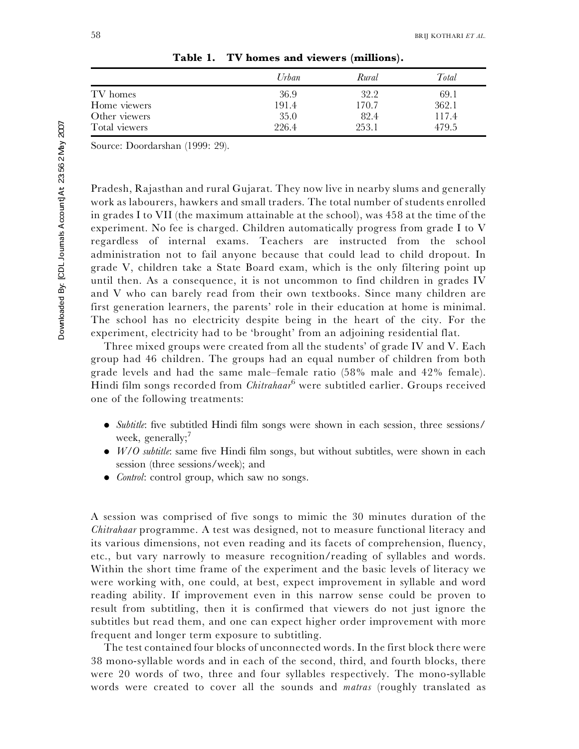**Table 1. TV homes and viewers (millions).**

| | *Urban* | *Rural* | *Total* |
|---|---|---|---|
| TV homes | 36.9 | 32.2 | 69.1 |
| Home viewers | 191.4 | 170.7 | 362.1 |
| Other viewers | 35.0 | 82.4 | 117.4 |
| Total viewers | 226.4 | 253.1 | 479.5 |

Source: Doordarshan (1999: 29).

Pradesh, Rajasthan and rural Gujarat. They now live in nearby slums and generally work as labourers, hawkers and small traders. The total number of students enrolled in grades I to VII (the maximum attainable at the school), was 458 at the time of the experiment. No fee is charged. Children automatically progress from grade I to V regardless of internal exams. Teachers are instructed from the school administration not to fail anyone because that could lead to child dropout. In grade V, children take a State Board exam, which is the only filtering point up until then. As a consequence, it is not uncommon to find children in grades IV and V who can barely read from their own textbooks. Since many children are first generation learners, the parents' role in their education at home is minimal. The school has no electricity despite being in the heart of the city. For the experiment, electricity had to be 'brought' from an adjoining residential flat.

Three mixed groups were created from all the students' of grade IV and V. Each group had 46 children. The groups had an equal number of children from both grade levels and had the same male–female ratio (58% male and 42% female). Hindi film songs recorded from *Chitrahaar*[6] were subtitled earlier. Groups received one of the following treatments:

- *Subtitle*: five subtitled Hindi film songs were shown in each session, three sessions/week, generally;[7]
- *W/O subtitle*: same five Hindi film songs, but without subtitles, were shown in each session (three sessions/week); and
- *Control*: control group, which saw no songs.

A session was comprised of five songs to mimic the 30 minutes duration of the *Chitrahaar* programme. A test was designed, not to measure functional literacy and its various dimensions, not even reading and its facets of comprehension, fluency, etc., but vary narrowly to measure recognition/reading of syllables and words. Within the short time frame of the experiment and the basic levels of literacy we were working with, one could, at best, expect improvement in syllable and word reading ability. If improvement even in this narrow sense could be proven to result from subtitling, then it is confirmed that viewers do not just ignore the subtitles but read them, and one can expect higher order improvement with more frequent and longer term exposure to subtitling.

The test contained four blocks of unconnected words. In the first block there were 38 mono-syllable words and in each of the second, third, and fourth blocks, there were 20 words of two, three and four syllables respectively. The mono-syllable words were created to cover all the sounds and *matras* (roughly translated as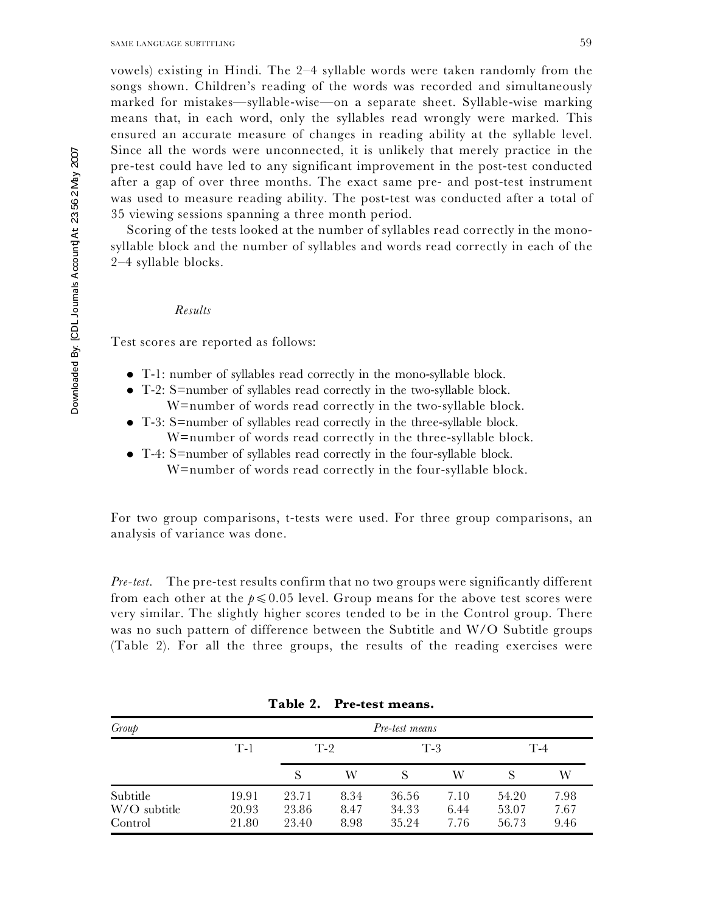vowels) existing in Hindi. The 2–4 syllable words were taken randomly from the songs shown. Children's reading of the words was recorded and simultaneously marked for mistakes—syllable-wise—on a separate sheet. Syllable-wise marking means that, in each word, only the syllables read wrongly were marked. This ensured an accurate measure of changes in reading ability at the syllable level. Since all the words were unconnected, it is unlikely that merely practice in the pre-test could have led to any significant improvement in the post-test conducted after a gap of over three months. The exact same pre- and post-test instrument was used to measure reading ability. The post-test was conducted after a total of 35 viewing sessions spanning a three month period.

Scoring of the tests looked at the number of syllables read correctly in the mono-syllable block and the number of syllables and words read correctly in each of the 2–4 syllable blocks.

### *Results*

Test scores are reported as follows:

- T-1: number of syllables read correctly in the mono-syllable block.
- T-2: S=number of syllables read correctly in the two-syllable block.
  W=number of words read correctly in the two-syllable block.
- T-3: S=number of syllables read correctly in the three-syllable block.
  W=number of words read correctly in the three-syllable block.
- T-4: S=number of syllables read correctly in the four-syllable block.
  W=number of words read correctly in the four-syllable block.

For two group comparisons, t-tests were used. For three group comparisons, an analysis of variance was done.

*Pre-test.* The pre-test results confirm that no two groups were significantly different from each other at the $p \leqslant 0.05$ level. Group means for the above test scores were very similar. The slightly higher scores tended to be in the Control group. There was no such pattern of difference between the Subtitle and W/O Subtitle groups (Table 2). For all the three groups, the results of the reading exercises were

**Table 2. Pre-test means.**

| Group | Pre-test means | | | | | | |
|---|---|---|---|---|---|---|---|
| | T-1 | T-2 | | T-3 | | T-4 | |
| | | S | W | S | W | S | W |
| Subtitle | 19.91 | 23.71 | 8.34 | 36.56 | 7.10 | 54.20 | 7.98 |
| W/O subtitle | 20.93 | 23.86 | 8.47 | 34.33 | 6.44 | 53.07 | 7.67 |
| Control | 21.80 | 23.40 | 8.98 | 35.24 | 7.76 | 56.73 | 9.46 |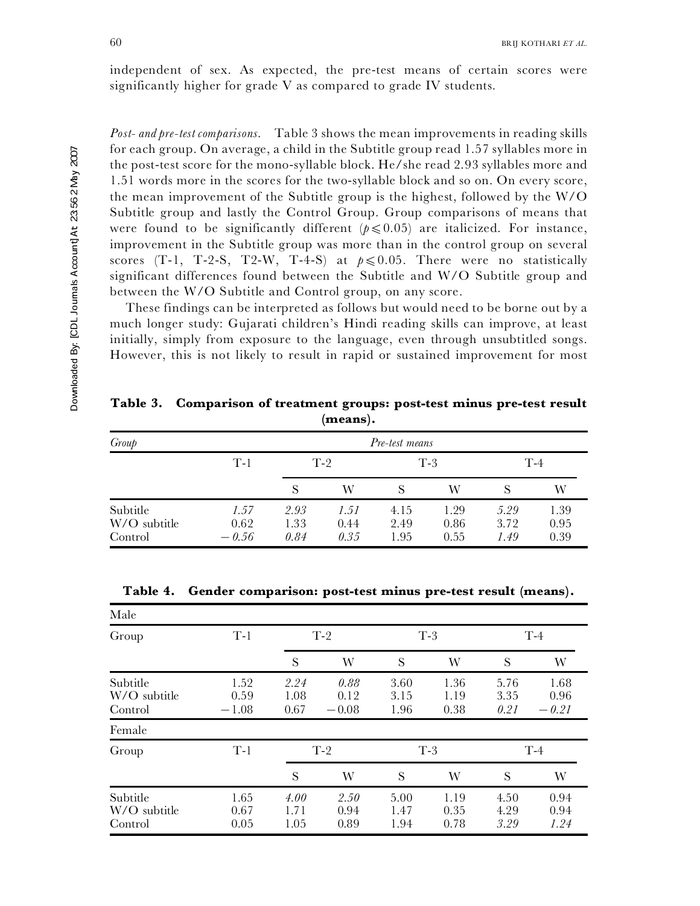independent of sex. As expected, the pre-test means of certain scores were significantly higher for grade V as compared to grade IV students.

*Post- and pre-test comparisons*. Table 3 shows the mean improvements in reading skills for each group. On average, a child in the Subtitle group read 1.57 syllables more in the post-test score for the mono-syllable block. He/she read 2.93 syllables more and 1.51 words more in the scores for the two-syllable block and so on. On every score, the mean improvement of the Subtitle group is the highest, followed by the W/O Subtitle group and lastly the Control Group. Group comparisons of means that were found to be significantly different ($p \leqslant 0.05$) are italicized. For instance, improvement in the Subtitle group was more than in the control group on several scores (T-1, T-2-S, T2-W, T-4-S) at $p \leqslant 0.05$. There were no statistically significant differences found between the Subtitle and W/O Subtitle group and between the W/O Subtitle and Control group, on any score.

These findings can be interpreted as follows but would need to be borne out by a much longer study: Gujarati children's Hindi reading skills can improve, at least initially, simply from exposure to the language, even through unsubtitled songs. However, this is not likely to result in rapid or sustained improvement for most

**Table 3. Comparison of treatment groups: post-test minus pre-test result (means).**

| *Group* | *Pre-test means* | | | | | | |
|---|---|---|---|---|---|---|---|
| | T-1 | T-2 | | T-3 | | T-4 | |
| | | S | W | S | W | S | W |
| Subtitle | *1.57* | *2.93* | *1.51* | 4.15 | 1.29 | *5.29* | 1.39 |
| W/O subtitle | 0.62 | 1.33 | 0.44 | 2.49 | 0.86 | 3.72 | 0.95 |
| Control | *−0.56* | *0.84* | *0.35* | 1.95 | 0.55 | *1.49* | 0.39 |

**Table 4. Gender comparison: post-test minus pre-test result (means).**

| Male | | | | | | | |
|---|---|---|---|---|---|---|---|
| Group | T-1 | T-2 | | T-3 | | T-4 | |
| | | S | W | S | W | S | W |
| Subtitle | 1.52 | *2.24* | *0.88* | 3.60 | 1.36 | 5.76 | 1.68 |
| W/O subtitle | 0.59 | 1.08 | 0.12 | 3.15 | 1.19 | 3.35 | 0.96 |
| Control | −1.08 | 0.67 | −0.08 | 1.96 | 0.38 | *0.21* | *−0.21* |
| **Female** | | | | | | | |
| Group | T-1 | T-2 | | T-3 | | T-4 | |
| | | S | W | S | W | S | W |
| Subtitle | 1.65 | *4.00* | *2.50* | 5.00 | 1.19 | 4.50 | 0.94 |
| W/O subtitle | 0.67 | 1.71 | 0.94 | 1.47 | 0.35 | 4.29 | 0.94 |
| Control | 0.05 | 1.05 | 0.89 | 1.94 | 0.78 | *3.29* | *1.24* |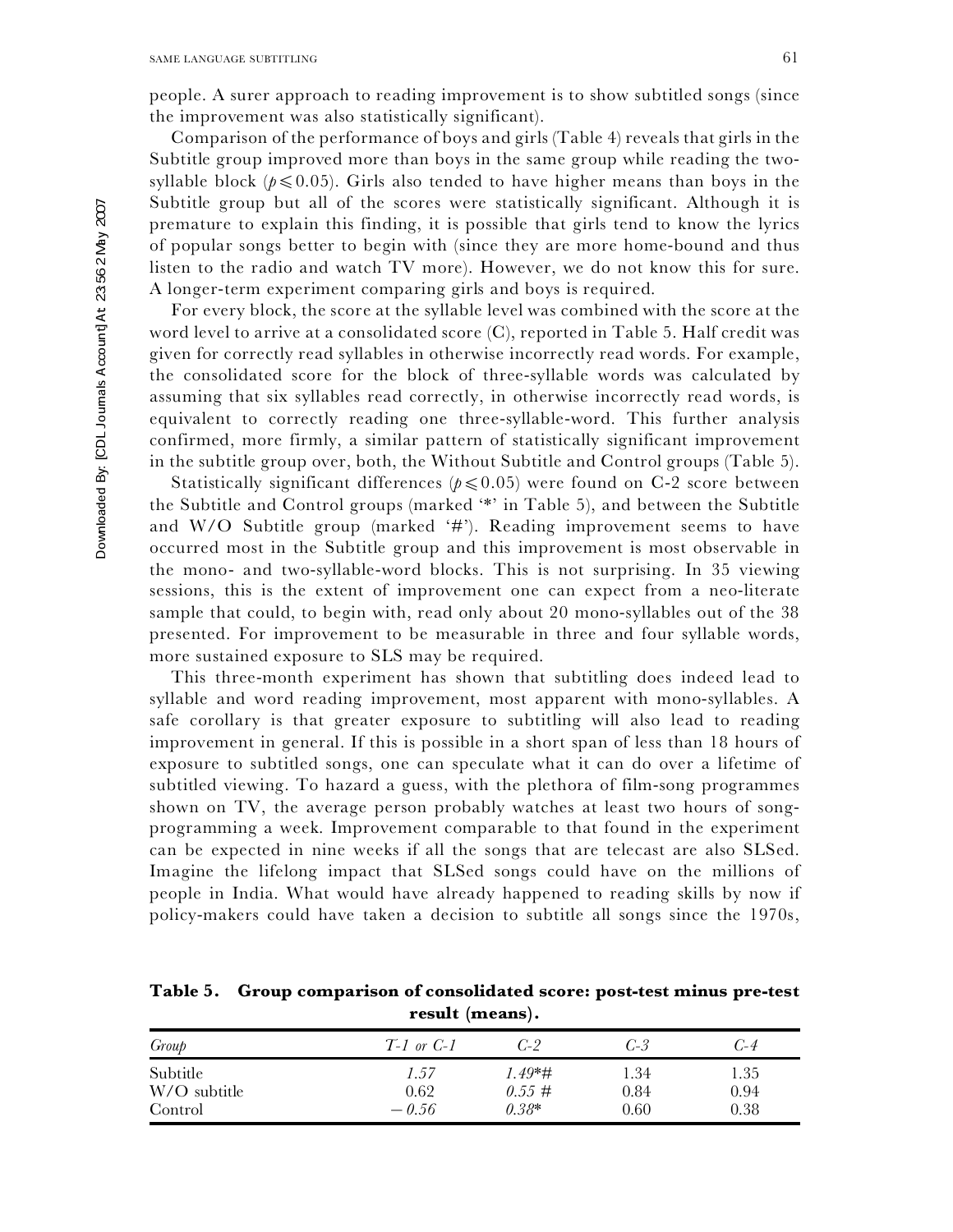people. A surer approach to reading improvement is to show subtitled songs (since the improvement was also statistically significant).

Comparison of the performance of boys and girls (Table 4) reveals that girls in the Subtitle group improved more than boys in the same group while reading the two-syllable block ($p \leq 0.05$). Girls also tended to have higher means than boys in the Subtitle group but all of the scores were statistically significant. Although it is premature to explain this finding, it is possible that girls tend to know the lyrics of popular songs better to begin with (since they are more home-bound and thus listen to the radio and watch TV more). However, we do not know this for sure. A longer-term experiment comparing girls and boys is required.

For every block, the score at the syllable level was combined with the score at the word level to arrive at a consolidated score (C), reported in Table 5. Half credit was given for correctly read syllables in otherwise incorrectly read words. For example, the consolidated score for the block of three-syllable words was calculated by assuming that six syllables read correctly, in otherwise incorrectly read words, is equivalent to correctly reading one three-syllable-word. This further analysis confirmed, more firmly, a similar pattern of statistically significant improvement in the subtitle group over, both, the Without Subtitle and Control groups (Table 5).

Statistically significant differences ($p \leq 0.05$) were found on C-2 score between the Subtitle and Control groups (marked '*' in Table 5), and between the Subtitle and W/O Subtitle group (marked '#'). Reading improvement seems to have occurred most in the Subtitle group and this improvement is most observable in the mono- and two-syllable-word blocks. This is not surprising. In 35 viewing sessions, this is the extent of improvement one can expect from a neo-literate sample that could, to begin with, read only about 20 mono-syllables out of the 38 presented. For improvement to be measurable in three and four syllable words, more sustained exposure to SLS may be required.

This three-month experiment has shown that subtitling does indeed lead to syllable and word reading improvement, most apparent with mono-syllables. A safe corollary is that greater exposure to subtitling will also lead to reading improvement in general. If this is possible in a short span of less than 18 hours of exposure to subtitled songs, one can speculate what it can do over a lifetime of subtitled viewing. To hazard a guess, with the plethora of film-song programmes shown on TV, the average person probably watches at least two hours of song-programming a week. Improvement comparable to that found in the experiment can be expected in nine weeks if all the songs that are telecast are also SLSed. Imagine the lifelong impact that SLSed songs could have on the millions of people in India. What would have already happened to reading skills by now if policy-makers could have taken a decision to subtitle all songs since the 1970s,

**Table 5. Group comparison of consolidated score: post-test minus pre-test result (means).**

| *Group* | *T-1 or C-1* | *C-2* | *C-3* | *C-4* |
|---|---|---|---|---|
| Subtitle | *1.57* | *1.49*#* | 1.34 | 1.35 |
| W/O subtitle | 0.62 | *0.55 #* | 0.84 | 0.94 |
| Control | *− 0.56* | *0.38** | 0.60 | 0.38 |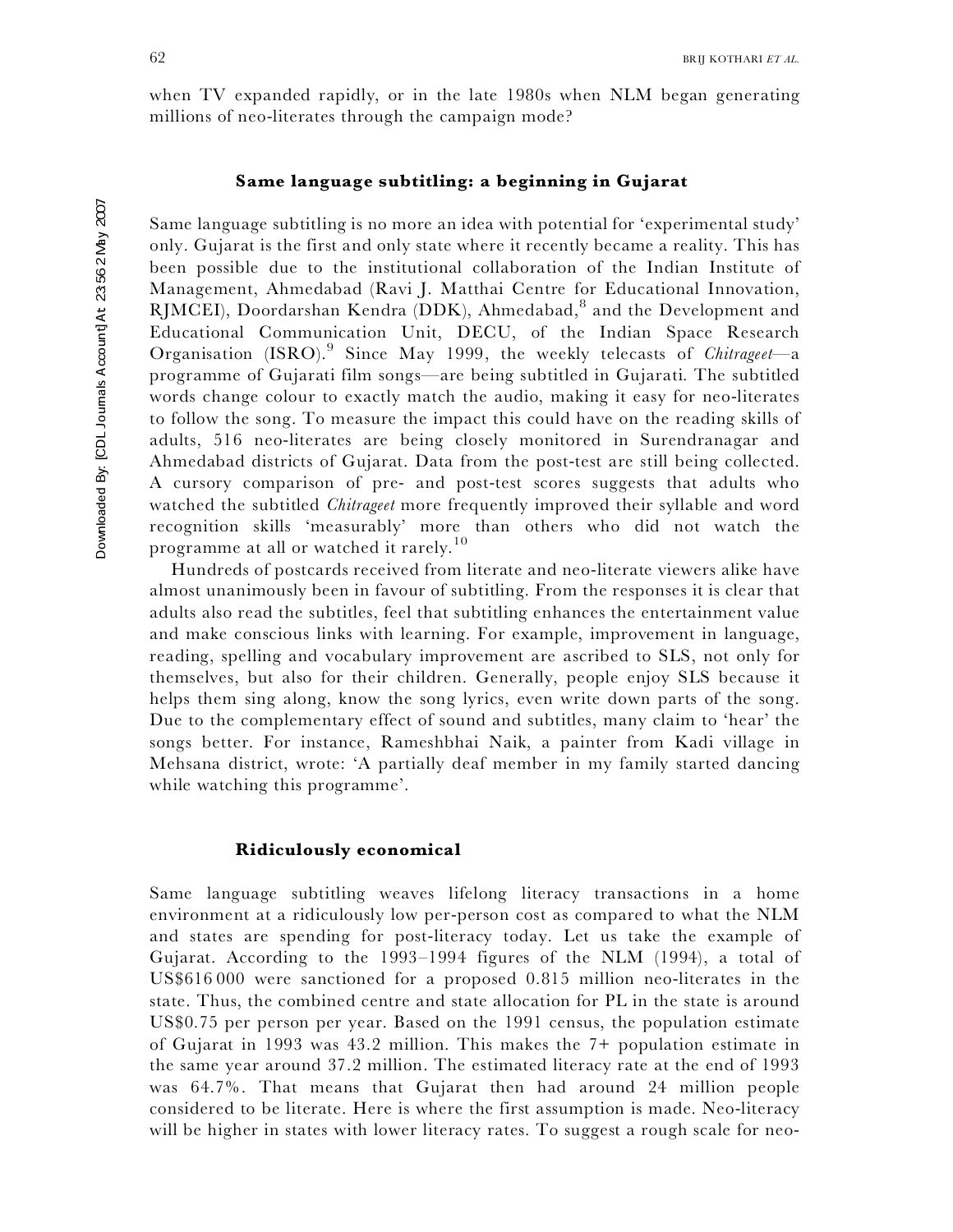when TV expanded rapidly, or in the late 1980s when NLM began generating millions of neo-literates through the campaign mode?

### Same language subtitling: a beginning in Gujarat

Same language subtitling is no more an idea with potential for 'experimental study' only. Gujarat is the first and only state where it recently became a reality. This has been possible due to the institutional collaboration of the Indian Institute of Management, Ahmedabad (Ravi J. Matthai Centre for Educational Innovation, RJMCEI), Doordarshan Kendra (DDK), Ahmedabad,[8] and the Development and Educational Communication Unit, DECU, of the Indian Space Research Organisation (ISRO).[9] Since May 1999, the weekly telecasts of *Chitrageet*—a programme of Gujarati film songs—are being subtitled in Gujarati. The subtitled words change colour to exactly match the audio, making it easy for neo-literates to follow the song. To measure the impact this could have on the reading skills of adults, 516 neo-literates are being closely monitored in Surendranagar and Ahmedabad districts of Gujarat. Data from the post-test are still being collected. A cursory comparison of pre- and post-test scores suggests that adults who watched the subtitled *Chitrageet* more frequently improved their syllable and word recognition skills 'measurably' more than others who did not watch the programme at all or watched it rarely.[10]

Hundreds of postcards received from literate and neo-literate viewers alike have almost unanimously been in favour of subtitling. From the responses it is clear that adults also read the subtitles, feel that subtitling enhances the entertainment value and make conscious links with learning. For example, improvement in language, reading, spelling and vocabulary improvement are ascribed to SLS, not only for themselves, but also for their children. Generally, people enjoy SLS because it helps them sing along, know the song lyrics, even write down parts of the song. Due to the complementary effect of sound and subtitles, many claim to 'hear' the songs better. For instance, Rameshbhai Naik, a painter from Kadi village in Mehsana district, wrote: 'A partially deaf member in my family started dancing while watching this programme'.

### Ridiculously economical

Same language subtitling weaves lifelong literacy transactions in a home environment at a ridiculously low per-person cost as compared to what the NLM and states are spending for post-literacy today. Let us take the example of Gujarat. According to the 1993–1994 figures of the NLM (1994), a total of US$616 000 were sanctioned for a proposed 0.815 million neo-literates in the state. Thus, the combined centre and state allocation for PL in the state is around US$0.75 per person per year. Based on the 1991 census, the population estimate of Gujarat in 1993 was 43.2 million. This makes the 7+ population estimate in the same year around 37.2 million. The estimated literacy rate at the end of 1993 was 64.7%. That means that Gujarat then had around 24 million people considered to be literate. Here is where the first assumption is made. Neo-literacy will be higher in states with lower literacy rates. To suggest a rough scale for neo-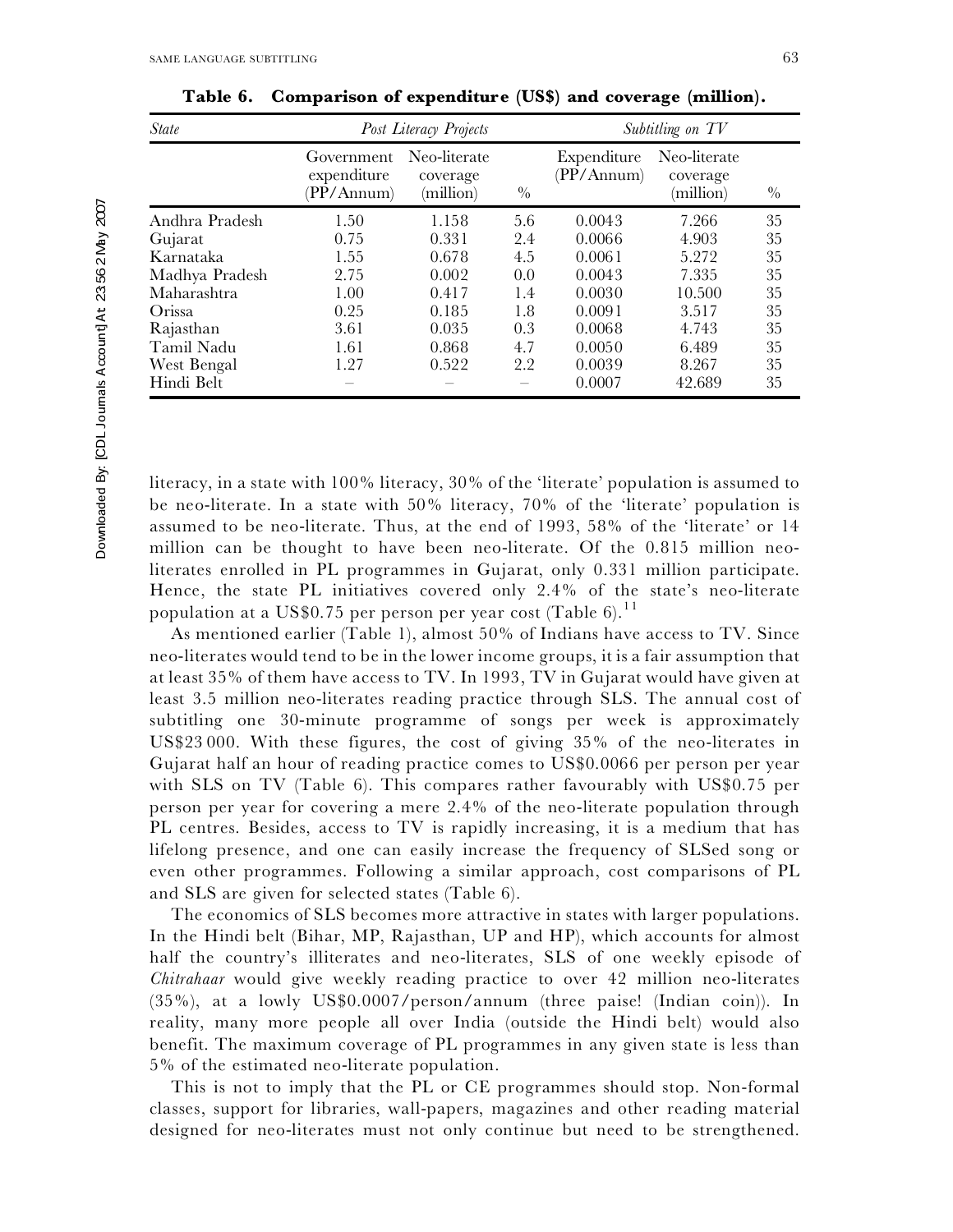**Table 6. Comparison of expenditure (US$) and coverage (million).**

| *State* | *Post Literacy Projects* | | | *Subtitling on TV* | | |
|---|---|---|---|---|---|---|
| | Government expenditure (PP/Annum) | Neo-literate coverage (million) | % | Expenditure (PP/Annum) | Neo-literate coverage (million) | % |
| Andhra Pradesh | 1.50 | 1.158 | 5.6 | 0.0043 | 7.266 | 35 |
| Gujarat | 0.75 | 0.331 | 2.4 | 0.0066 | 4.903 | 35 |
| Karnataka | 1.55 | 0.678 | 4.5 | 0.0061 | 5.272 | 35 |
| Madhya Pradesh | 2.75 | 0.002 | 0.0 | 0.0043 | 7.335 | 35 |
| Maharashtra | 1.00 | 0.417 | 1.4 | 0.0030 | 10.500 | 35 |
| Orissa | 0.25 | 0.185 | 1.8 | 0.0091 | 3.517 | 35 |
| Rajasthan | 3.61 | 0.035 | 0.3 | 0.0068 | 4.743 | 35 |
| Tamil Nadu | 1.61 | 0.868 | 4.7 | 0.0050 | 6.489 | 35 |
| West Bengal | 1.27 | 0.522 | 2.2 | 0.0039 | 8.267 | 35 |
| Hindi Belt | – | – | – | 0.0007 | 42.689 | 35 |

literacy, in a state with 100% literacy, 30% of the 'literate' population is assumed to be neo-literate. In a state with 50% literacy, 70% of the 'literate' population is assumed to be neo-literate. Thus, at the end of 1993, 58% of the 'literate' or 14 million can be thought to have been neo-literate. Of the 0.815 million neo-literates enrolled in PL programmes in Gujarat, only 0.331 million participate. Hence, the state PL initiatives covered only 2.4% of the state's neo-literate population at a US$0.75 per person per year cost (Table 6).[11]

As mentioned earlier (Table 1), almost 50% of Indians have access to TV. Since neo-literates would tend to be in the lower income groups, it is a fair assumption that at least 35% of them have access to TV. In 1993, TV in Gujarat would have given at least 3.5 million neo-literates reading practice through SLS. The annual cost of subtitling one 30-minute programme of songs per week is approximately US$23 000. With these figures, the cost of giving 35% of the neo-literates in Gujarat half an hour of reading practice comes to US$0.0066 per person per year with SLS on TV (Table 6). This compares rather favourably with US$0.75 per person per year for covering a mere 2.4% of the neo-literate population through PL centres. Besides, access to TV is rapidly increasing, it is a medium that has lifelong presence, and one can easily increase the frequency of SLSed song or even other programmes. Following a similar approach, cost comparisons of PL and SLS are given for selected states (Table 6).

The economics of SLS becomes more attractive in states with larger populations. In the Hindi belt (Bihar, MP, Rajasthan, UP and HP), which accounts for almost half the country's illiterates and neo-literates, SLS of one weekly episode of *Chitrahaar* would give weekly reading practice to over 42 million neo-literates (35%), at a lowly US$0.0007/person/annum (three paise! (Indian coin)). In reality, many more people all over India (outside the Hindi belt) would also benefit. The maximum coverage of PL programmes in any given state is less than 5% of the estimated neo-literate population.

This is not to imply that the PL or CE programmes should stop. Non-formal classes, support for libraries, wall-papers, magazines and other reading material designed for neo-literates must not only continue but need to be strengthened.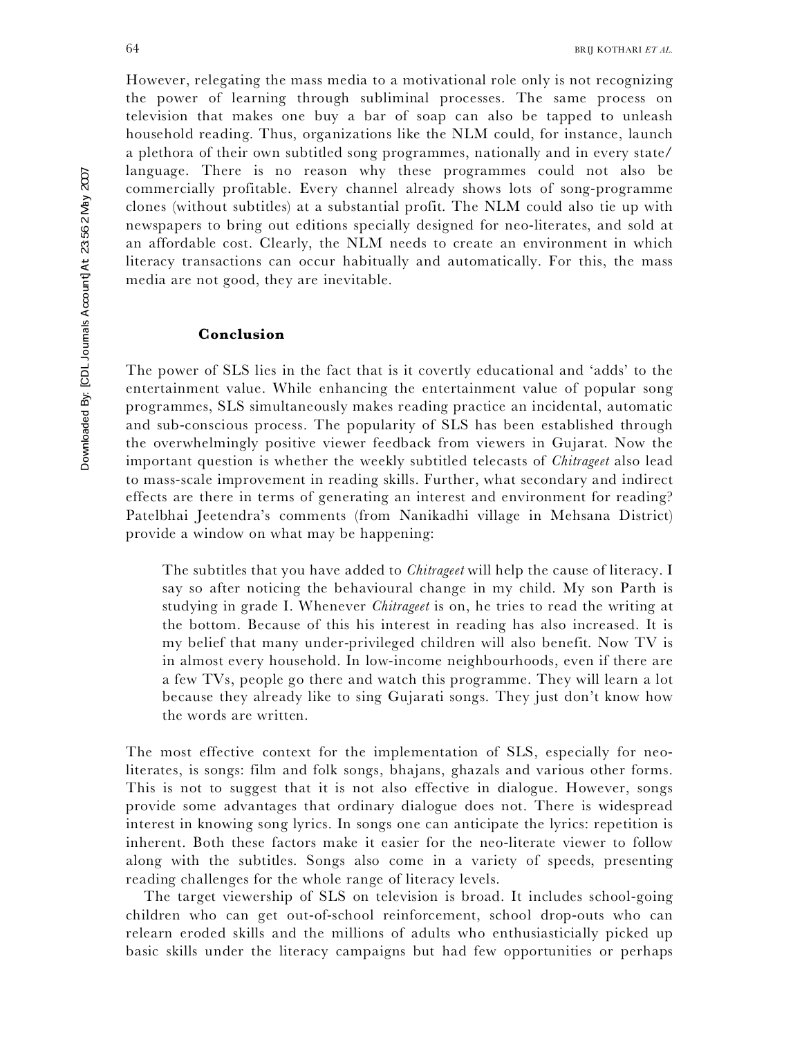However, relegating the mass media to a motivational role only is not recognizing the power of learning through subliminal processes. The same process on television that makes one buy a bar of soap can also be tapped to unleash household reading. Thus, organizations like the NLM could, for instance, launch a plethora of their own subtitled song programmes, nationally and in every state/ language. There is no reason why these programmes could not also be commercially profitable. Every channel already shows lots of song-programme clones (without subtitles) at a substantial profit. The NLM could also tie up with newspapers to bring out editions specially designed for neo-literates, and sold at an affordable cost. Clearly, the NLM needs to create an environment in which literacy transactions can occur habitually and automatically. For this, the mass media are not good, they are inevitable.

## Conclusion

The power of SLS lies in the fact that is it covertly educational and 'adds' to the entertainment value. While enhancing the entertainment value of popular song programmes, SLS simultaneously makes reading practice an incidental, automatic and sub-conscious process. The popularity of SLS has been established through the overwhelmingly positive viewer feedback from viewers in Gujarat. Now the important question is whether the weekly subtitled telecasts of *Chitrageet* also lead to mass-scale improvement in reading skills. Further, what secondary and indirect effects are there in terms of generating an interest and environment for reading? Patelbhai Jeetendra's comments (from Nanikadhi village in Mehsana District) provide a window on what may be happening:

> The subtitles that you have added to *Chitrageet* will help the cause of literacy. I say so after noticing the behavioural change in my child. My son Parth is studying in grade I. Whenever *Chitrageet* is on, he tries to read the writing at the bottom. Because of this his interest in reading has also increased. It is my belief that many under-privileged children will also benefit. Now TV is in almost every household. In low-income neighbourhoods, even if there are a few TVs, people go there and watch this programme. They will learn a lot because they already like to sing Gujarati songs. They just don't know how the words are written.

The most effective context for the implementation of SLS, especially for neo-literates, is songs: film and folk songs, bhajans, ghazals and various other forms. This is not to suggest that it is not also effective in dialogue. However, songs provide some advantages that ordinary dialogue does not. There is widespread interest in knowing song lyrics. In songs one can anticipate the lyrics: repetition is inherent. Both these factors make it easier for the neo-literate viewer to follow along with the subtitles. Songs also come in a variety of speeds, presenting reading challenges for the whole range of literacy levels.

The target viewership of SLS on television is broad. It includes school-going children who can get out-of-school reinforcement, school drop-outs who can relearn eroded skills and the millions of adults who enthusiasticially picked up basic skills under the literacy campaigns but had few opportunities or perhaps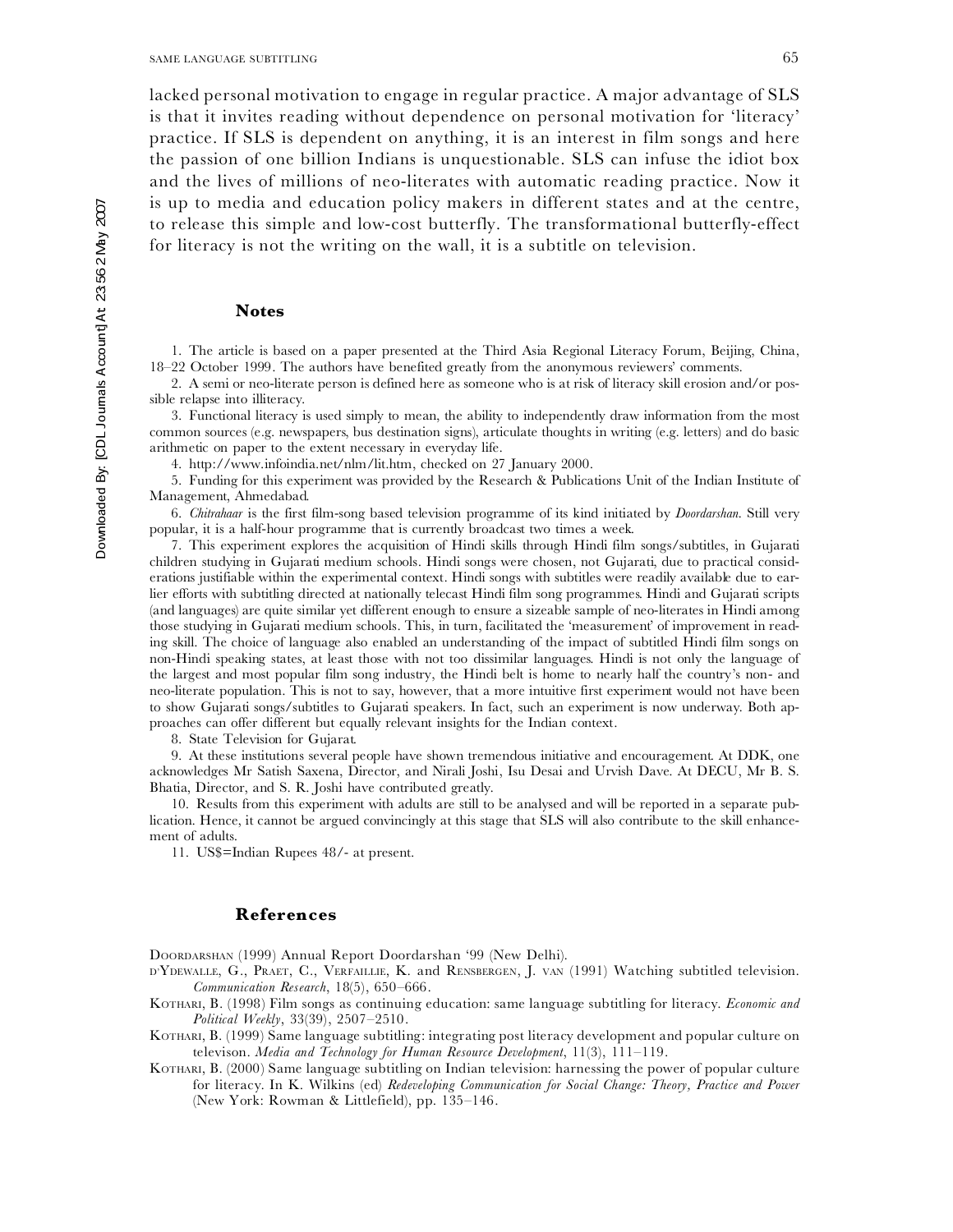lacked personal motivation to engage in regular practice. A major advantage of SLS is that it invites reading without dependence on personal motivation for 'literacy' practice. If SLS is dependent on anything, it is an interest in film songs and here the passion of one billion Indians is unquestionable. SLS can infuse the idiot box and the lives of millions of neo-literates with automatic reading practice. Now it is up to media and education policy makers in different states and at the centre, to release this simple and low-cost butterfly. The transformational butterfly-effect for literacy is not the writing on the wall, it is a subtitle on television.

## Notes

1. The article is based on a paper presented at the Third Asia Regional Literacy Forum, Beijing, China, 18–22 October 1999. The authors have benefited greatly from the anonymous reviewers' comments.

2. A semi or neo-literate person is defined here as someone who is at risk of literacy skill erosion and/or possible relapse into illiteracy.

3. Functional literacy is used simply to mean, the ability to independently draw information from the most common sources (e.g. newspapers, bus destination signs), articulate thoughts in writing (e.g. letters) and do basic arithmetic on paper to the extent necessary in everyday life.

4. http://www.infoindia.net/nlm/lit.htm, checked on 27 January 2000.

5. Funding for this experiment was provided by the Research & Publications Unit of the Indian Institute of Management, Ahmedabad.

6. *Chitrahaar* is the first film-song based television programme of its kind initiated by *Doordarshan*. Still very popular, it is a half-hour programme that is currently broadcast two times a week.

7. This experiment explores the acquisition of Hindi skills through Hindi film songs/subtitles, in Gujarati children studying in Gujarati medium schools. Hindi songs were chosen, not Gujarati, due to practical considerations justifiable within the experimental context. Hindi songs with subtitles were readily available due to earlier efforts with subtitling directed at nationally telecast Hindi film song programmes. Hindi and Gujarati scripts (and languages) are quite similar yet different enough to ensure a sizeable sample of neo-literates in Hindi among those studying in Gujarati medium schools. This, in turn, facilitated the 'measurement' of improvement in reading skill. The choice of language also enabled an understanding of the impact of subtitled Hindi film songs on non-Hindi speaking states, at least those with not too dissimilar languages. Hindi is not only the language of the largest and most popular film song industry, the Hindi belt is home to nearly half the country's non- and neo-literate population. This is not to say, however, that a more intuitive first experiment would not have been to show Gujarati songs/subtitles to Gujarati speakers. In fact, such an experiment is now underway. Both approaches can offer different but equally relevant insights for the Indian context.

8. State Television for Gujarat.

9. At these institutions several people have shown tremendous initiative and encouragement. At DDK, one acknowledges Mr Satish Saxena, Director, and Nirali Joshi, Isu Desai and Urvish Dave. At DECU, Mr B. S. Bhatia, Director, and S. R. Joshi have contributed greatly.

10. Results from this experiment with adults are still to be analysed and will be reported in a separate publication. Hence, it cannot be argued convincingly at this stage that SLS will also contribute to the skill enhancement of adults.

11. US$=Indian Rupees 48/- at present.

## References

Doordarshan (1999) Annual Report Doordarshan '99 (New Delhi).

d'Ydewalle, G., Praet, C., Verfaillie, K. and Rensbergen, J. van (1991) Watching subtitled television. *Communication Research*, 18(5), 650–666.

Kothari, B. (1998) Film songs as continuing education: same language subtitling for literacy. *Economic and Political Weekly*, 33(39), 2507–2510.

Kothari, B. (1999) Same language subtitling: integrating post literacy development and popular culture on televison. *Media and Technology for Human Resource Development*, 11(3), 111–119.

Kothari, B. (2000) Same language subtitling on Indian television: harnessing the power of popular culture for literacy. In K. Wilkins (ed) *Redeveloping Communication for Social Change: Theory, Practice and Power* (New York: Rowman & Littlefield), pp. 135–146.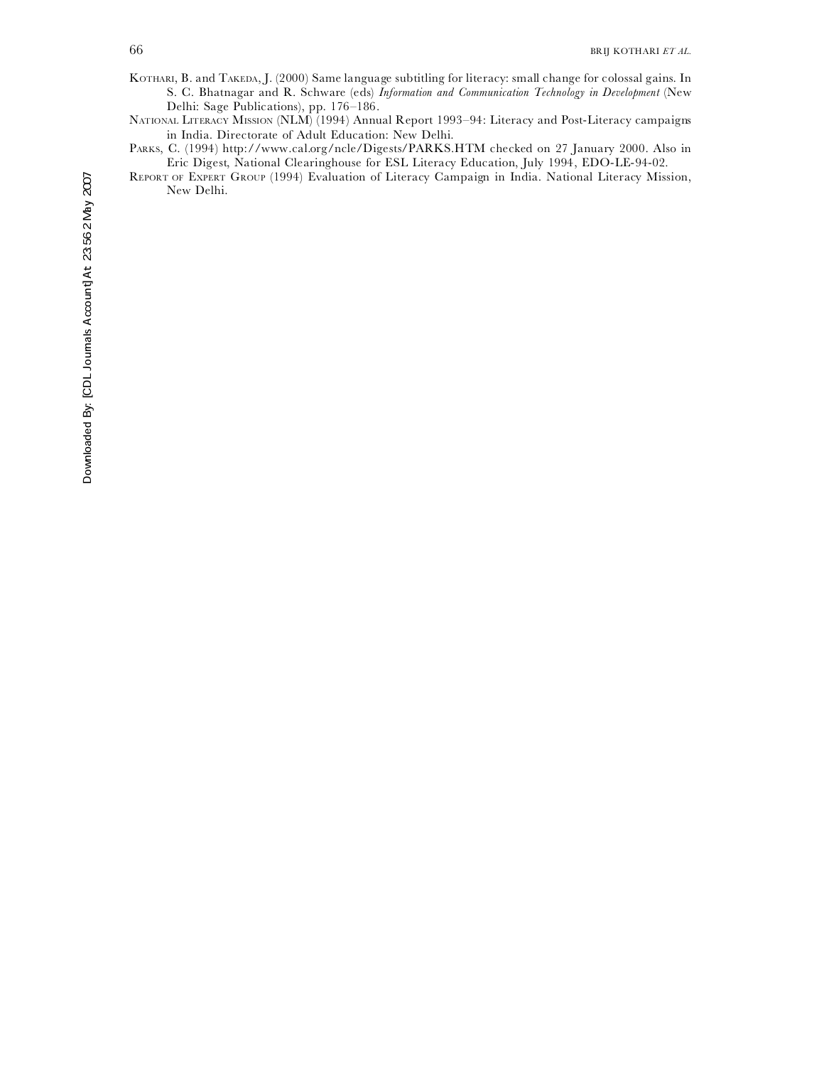Kothari, B. and Takeda, J. (2000) Same language subtitling for literacy: small change for colossal gains. In S. C. Bhatnagar and R. Schware (eds) *Information and Communication Technology in Development* (New Delhi: Sage Publications), pp. 176–186.

National Literacy Mission (NLM) (1994) Annual Report 1993–94: Literacy and Post-Literacy campaigns in India. Directorate of Adult Education: New Delhi.

Parks, C. (1994) http://www.cal.org/ncle/Digests/PARKS.HTM checked on 27 January 2000. Also in Eric Digest, National Clearinghouse for ESL Literacy Education, July 1994, EDO-LE-94-02.

Report of Expert Group (1994) Evaluation of Literacy Campaign in India. National Literacy Mission, New Delhi.